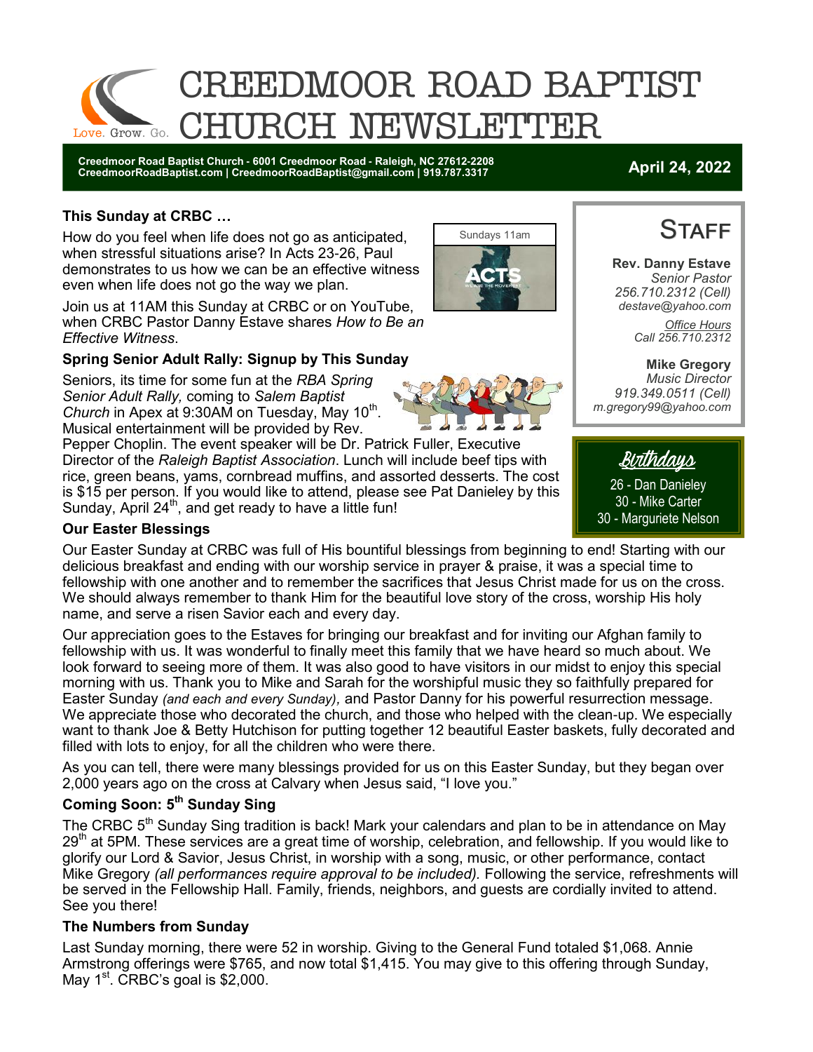# CREEDMOOR ROAD BAPTIST CHURCH NEWSLETTER

Love. Grow. Go.

**Creedmoor Road Baptist Church - 6001 Creedmoor Road - Raleigh, NC 27612-2208**
**CreedmoorRoadBaptist.com | CreedmoorRoadBaptist@gmail.com | 919.787.3317**

**April 24, 2022**

### This Sunday at CRBC …

Sundays 11am

How do you feel when life does not go as anticipated, when stressful situations arise? In Acts 23-26, Paul demonstrates to us how we can be an effective witness even when life does not go the way we plan.

Join us at 11AM this Sunday at CRBC or on YouTube, when CRBC Pastor Danny Estave shares *How to Be an Effective Witness*.

### Spring Senior Adult Rally: Signup by This Sunday

Seniors, its time for some fun at the *RBA Spring Senior Adult Rally,* coming to *Salem Baptist Church* in Apex at 9:30AM on Tuesday, May 10th. Musical entertainment will be provided by Rev. Pepper Choplin. The event speaker will be Dr. Patrick Fuller, Executive Director of the *Raleigh Baptist Association*. Lunch will include beef tips with rice, green beans, yams, cornbread muffins, and assorted desserts. The cost is $15 per person. If you would like to attend, please see Pat Danieley by this Sunday, April 24th, and get ready to have a little fun!

### Our Easter Blessings

Our Easter Sunday at CRBC was full of His bountiful blessings from beginning to end! Starting with our delicious breakfast and ending with our worship service in prayer & praise, it was a special time to fellowship with one another and to remember the sacrifices that Jesus Christ made for us on the cross. We should always remember to thank Him for the beautiful love story of the cross, worship His holy name, and serve a risen Savior each and every day.

Our appreciation goes to the Estaves for bringing our breakfast and for inviting our Afghan family to fellowship with us. It was wonderful to finally meet this family that we have heard so much about. We look forward to seeing more of them. It was also good to have visitors in our midst to enjoy this special morning with us. Thank you to Mike and Sarah for the worshipful music they so faithfully prepared for Easter Sunday *(and each and every Sunday),* and Pastor Danny for his powerful resurrection message. We appreciate those who decorated the church, and those who helped with the clean-up. We especially want to thank Joe & Betty Hutchison for putting together 12 beautiful Easter baskets, fully decorated and filled with lots to enjoy, for all the children who were there.

As you can tell, there were many blessings provided for us on this Easter Sunday, but they began over 2,000 years ago on the cross at Calvary when Jesus said, "I love you."

### Coming Soon: 5th Sunday Sing

The CRBC 5th Sunday Sing tradition is back! Mark your calendars and plan to be in attendance on May 29th at 5PM. These services are a great time of worship, celebration, and fellowship. If you would like to glorify our Lord & Savior, Jesus Christ, in worship with a song, music, or other performance, contact Mike Gregory *(all performances require approval to be included).* Following the service, refreshments will be served in the Fellowship Hall. Family, friends, neighbors, and guests are cordially invited to attend. See you there!

### The Numbers from Sunday

Last Sunday morning, there were 52 in worship. Giving to the General Fund totaled $1,068. Annie Armstrong offerings were $765, and now total $1,415. You may give to this offering through Sunday, May 1st. CRBC's goal is $2,000.

## Staff

**Rev. Danny Estave**
*Senior Pastor*
*256.710.2312 (Cell)*
*destave@yahoo.com*

*Office Hours*
Call 256.710.2312

**Mike Gregory**
*Music Director*
*919.349.0511 (Cell)*
*m.gregory99@yahoo.com*

## Birthdays

26 - Dan Danieley
30 - Mike Carter
30 - Marguriete Nelson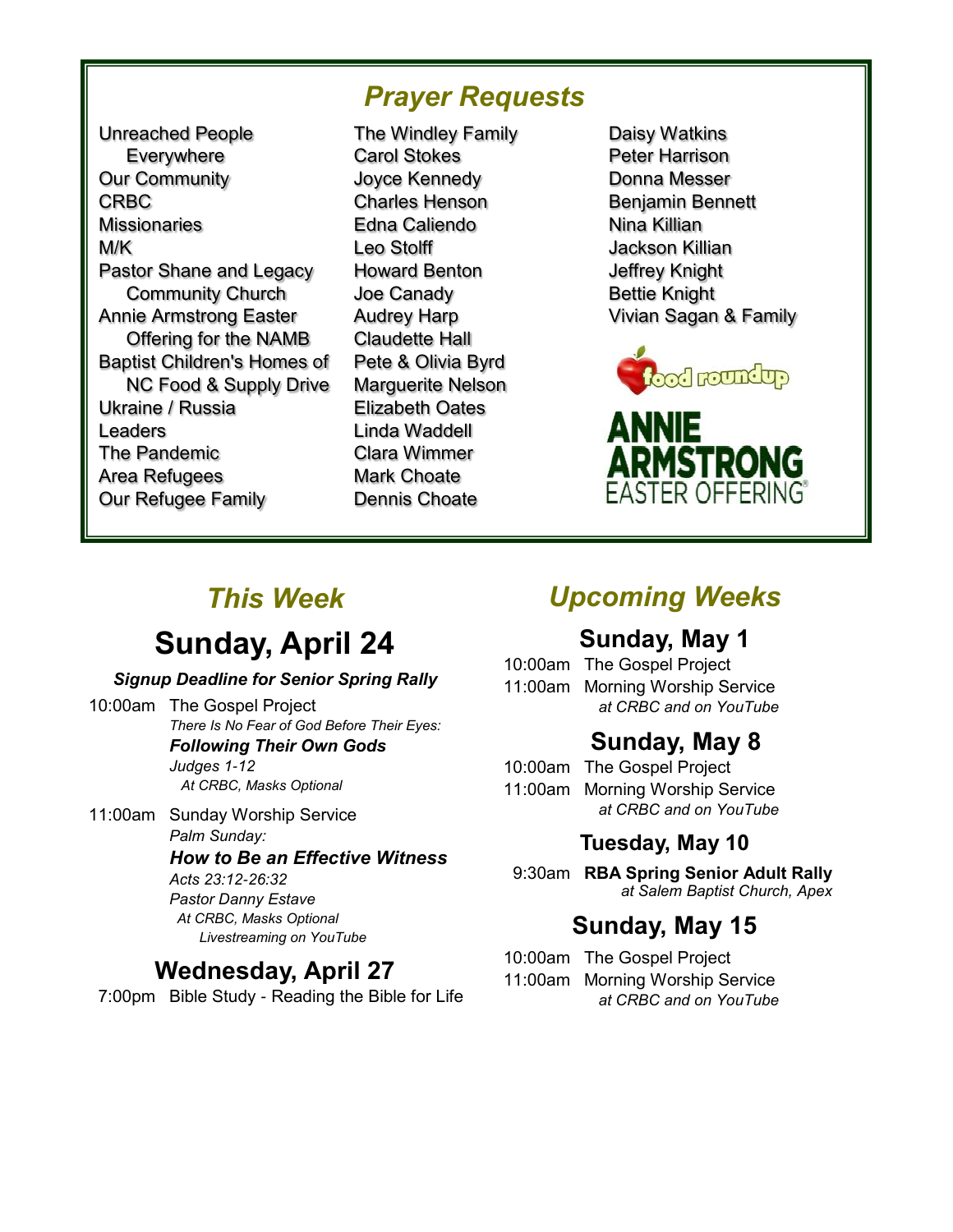## Prayer Requests

Unreached People Everywhere
Our Community
CRBC
Missionaries
M/K
Pastor Shane and Legacy Community Church
Annie Armstrong Easter Offering for the NAMB
Baptist Children's Homes of NC Food & Supply Drive
Ukraine / Russia
Leaders
The Pandemic
Area Refugees
Our Refugee Family

The Windley Family
Carol Stokes
Joyce Kennedy
Charles Henson
Edna Caliendo
Leo Stolff
Howard Benton
Joe Canady
Audrey Harp
Claudette Hall
Pete & Olivia Byrd
Marguerite Nelson
Elizabeth Oates
Linda Waddell
Clara Wimmer
Mark Choate
Dennis Choate

Daisy Watkins
Peter Harrison
Donna Messer
Benjamin Bennett
Nina Killian
Jackson Killian
Jeffrey Knight
Bettie Knight
Vivian Sagan & Family

food roundup

ANNIE ARMSTRONG EASTER OFFERING®

## This Week

# Sunday, April 24

***Signup Deadline for Senior Spring Rally***

10:00am The Gospel Project
*There Is No Fear of God Before Their Eyes:*
***Following Their Own Gods***
*Judges 1-12*
*At CRBC, Masks Optional*

11:00am Sunday Worship Service
*Palm Sunday:*
***How to Be an Effective Witness***
*Acts 23:12-26:32*
*Pastor Danny Estave*
*At CRBC, Masks Optional*
*Livestreaming on YouTube*

### Wednesday, April 27

7:00pm Bible Study - Reading the Bible for Life

## Upcoming Weeks

### Sunday, May 1

10:00am The Gospel Project
11:00am Morning Worship Service
*at CRBC and on YouTube*

### Sunday, May 8

10:00am The Gospel Project
11:00am Morning Worship Service
*at CRBC and on YouTube*

### Tuesday, May 10

9:30am **RBA Spring Senior Adult Rally**
*at Salem Baptist Church, Apex*

### Sunday, May 15

10:00am The Gospel Project
11:00am Morning Worship Service
*at CRBC and on YouTube*